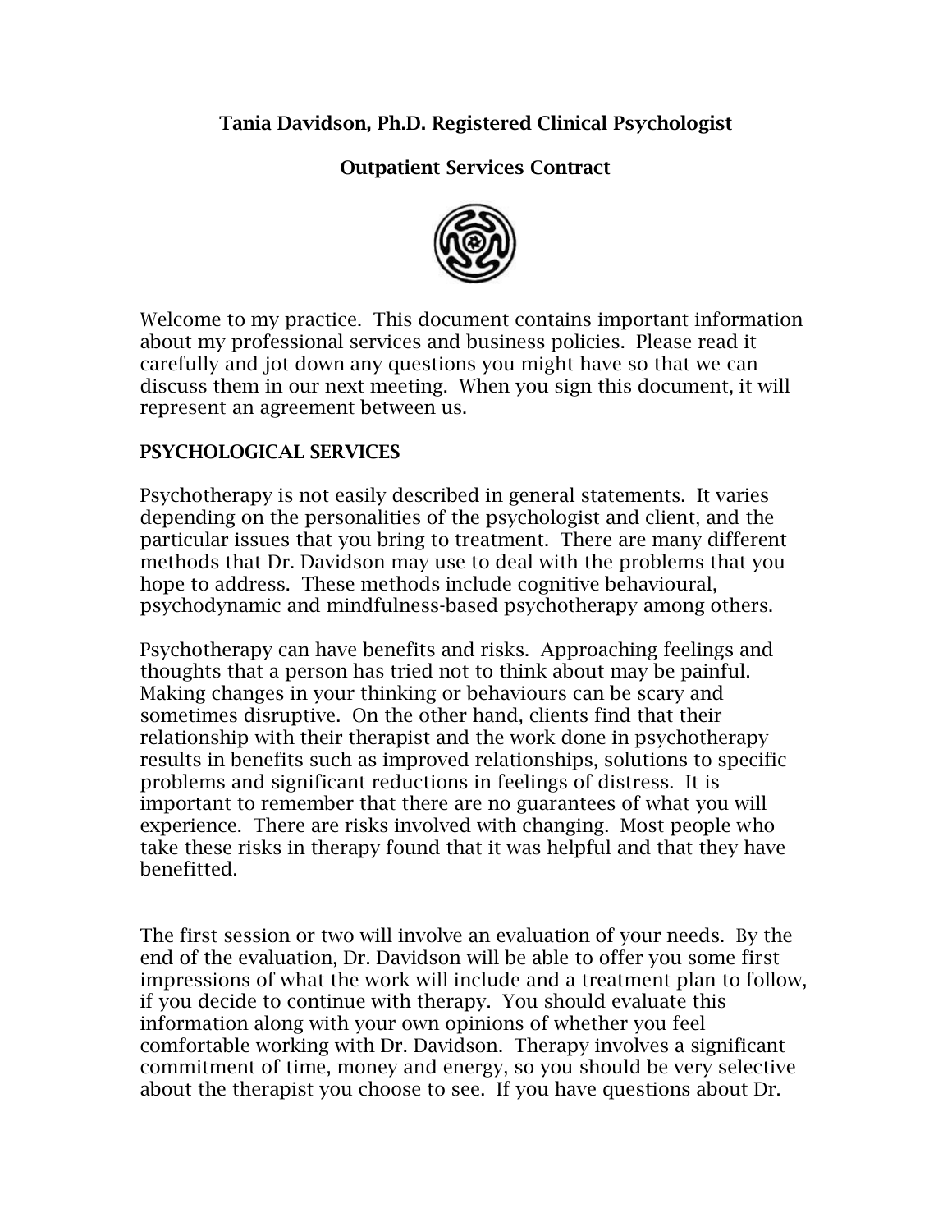**Tania Davidson, Ph.D. Registered Clinical Psychologist**

**Outpatient Services Contract**

Welcome to my practice. This document contains important information about my professional services and business policies. Please read it carefully and jot down any questions you might have so that we can discuss them in our next meeting. When you sign this document, it will represent an agreement between us.

## PSYCHOLOGICAL SERVICES

Psychotherapy is not easily described in general statements. It varies depending on the personalities of the psychologist and client, and the particular issues that you bring to treatment. There are many different methods that Dr. Davidson may use to deal with the problems that you hope to address. These methods include cognitive behavioural, psychodynamic and mindfulness-based psychotherapy among others.

Psychotherapy can have benefits and risks. Approaching feelings and thoughts that a person has tried not to think about may be painful. Making changes in your thinking or behaviours can be scary and sometimes disruptive. On the other hand, clients find that their relationship with their therapist and the work done in psychotherapy results in benefits such as improved relationships, solutions to specific problems and significant reductions in feelings of distress. It is important to remember that there are no guarantees of what you will experience. There are risks involved with changing. Most people who take these risks in therapy found that it was helpful and that they have benefitted.

The first session or two will involve an evaluation of your needs. By the end of the evaluation, Dr. Davidson will be able to offer you some first impressions of what the work will include and a treatment plan to follow, if you decide to continue with therapy. You should evaluate this information along with your own opinions of whether you feel comfortable working with Dr. Davidson. Therapy involves a significant commitment of time, money and energy, so you should be very selective about the therapist you choose to see. If you have questions about Dr.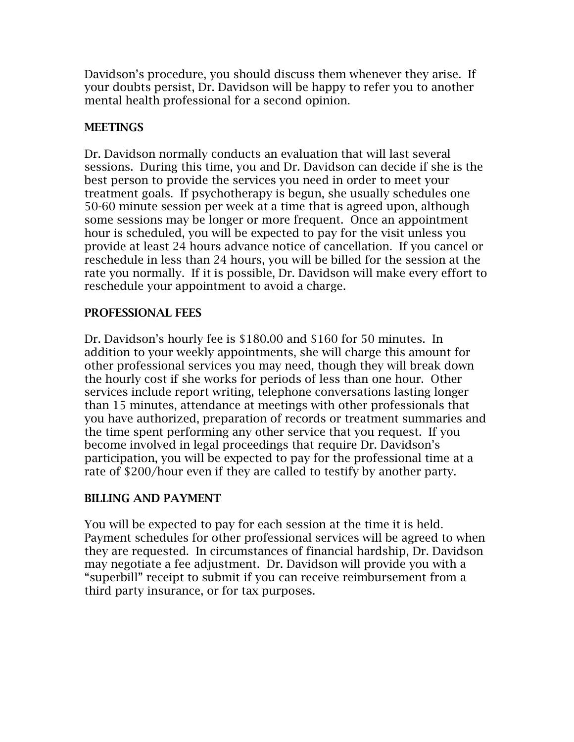Davidson's procedure, you should discuss them whenever they arise. If your doubts persist, Dr. Davidson will be happy to refer you to another mental health professional for a second opinion.

## MEETINGS

Dr. Davidson normally conducts an evaluation that will last several sessions. During this time, you and Dr. Davidson can decide if she is the best person to provide the services you need in order to meet your treatment goals. If psychotherapy is begun, she usually schedules one 50-60 minute session per week at a time that is agreed upon, although some sessions may be longer or more frequent. Once an appointment hour is scheduled, you will be expected to pay for the visit unless you provide at least 24 hours advance notice of cancellation. If you cancel or reschedule in less than 24 hours, you will be billed for the session at the rate you normally. If it is possible, Dr. Davidson will make every effort to reschedule your appointment to avoid a charge.

## PROFESSIONAL FEES

Dr. Davidson's hourly fee is $180.00 and $160 for 50 minutes. In addition to your weekly appointments, she will charge this amount for other professional services you may need, though they will break down the hourly cost if she works for periods of less than one hour. Other services include report writing, telephone conversations lasting longer than 15 minutes, attendance at meetings with other professionals that you have authorized, preparation of records or treatment summaries and the time spent performing any other service that you request. If you become involved in legal proceedings that require Dr. Davidson's participation, you will be expected to pay for the professional time at a rate of $200/hour even if they are called to testify by another party.

## BILLING AND PAYMENT

You will be expected to pay for each session at the time it is held. Payment schedules for other professional services will be agreed to when they are requested. In circumstances of financial hardship, Dr. Davidson may negotiate a fee adjustment. Dr. Davidson will provide you with a "superbill" receipt to submit if you can receive reimbursement from a third party insurance, or for tax purposes.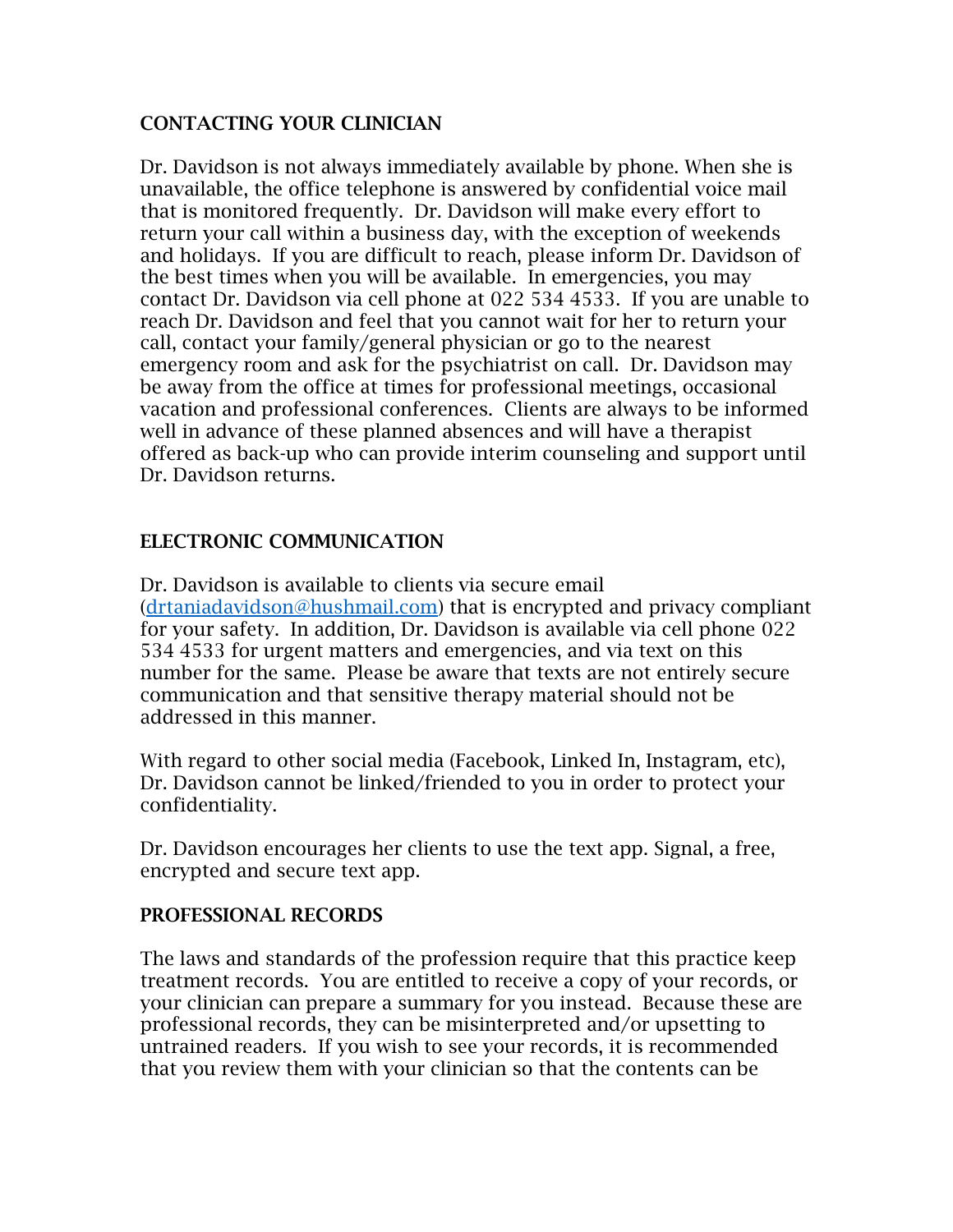## CONTACTING YOUR CLINICIAN

Dr. Davidson is not always immediately available by phone. When she is unavailable, the office telephone is answered by confidential voice mail that is monitored frequently. Dr. Davidson will make every effort to return your call within a business day, with the exception of weekends and holidays. If you are difficult to reach, please inform Dr. Davidson of the best times when you will be available. In emergencies, you may contact Dr. Davidson via cell phone at 022 534 4533. If you are unable to reach Dr. Davidson and feel that you cannot wait for her to return your call, contact your family/general physician or go to the nearest emergency room and ask for the psychiatrist on call. Dr. Davidson may be away from the office at times for professional meetings, occasional vacation and professional conferences. Clients are always to be informed well in advance of these planned absences and will have a therapist offered as back-up who can provide interim counseling and support until Dr. Davidson returns.

## ELECTRONIC COMMUNICATION

Dr. Davidson is available to clients via secure email (drtaniadavidson@hushmail.com) that is encrypted and privacy compliant for your safety. In addition, Dr. Davidson is available via cell phone 022 534 4533 for urgent matters and emergencies, and via text on this number for the same. Please be aware that texts are not entirely secure communication and that sensitive therapy material should not be addressed in this manner.

With regard to other social media (Facebook, Linked In, Instagram, etc), Dr. Davidson cannot be linked/friended to you in order to protect your confidentiality.

Dr. Davidson encourages her clients to use the text app. Signal, a free, encrypted and secure text app.

## PROFESSIONAL RECORDS

The laws and standards of the profession require that this practice keep treatment records. You are entitled to receive a copy of your records, or your clinician can prepare a summary for you instead. Because these are professional records, they can be misinterpreted and/or upsetting to untrained readers. If you wish to see your records, it is recommended that you review them with your clinician so that the contents can be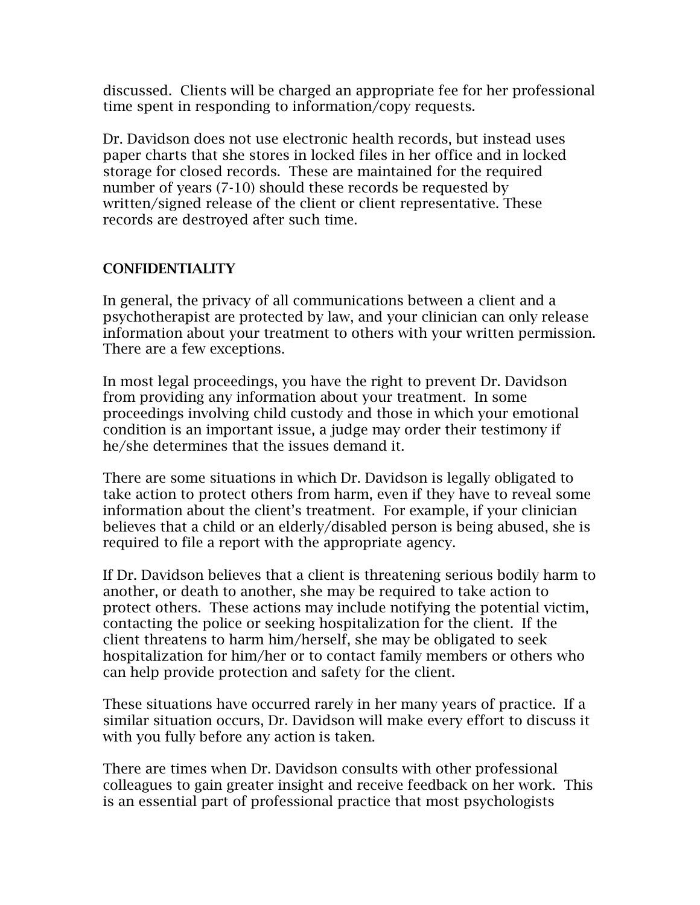discussed. Clients will be charged an appropriate fee for her professional time spent in responding to information/copy requests.

Dr. Davidson does not use electronic health records, but instead uses paper charts that she stores in locked files in her office and in locked storage for closed records. These are maintained for the required number of years (7-10) should these records be requested by written/signed release of the client or client representative. These records are destroyed after such time.

## CONFIDENTIALITY

In general, the privacy of all communications between a client and a psychotherapist are protected by law, and your clinician can only release information about your treatment to others with your written permission. There are a few exceptions.

In most legal proceedings, you have the right to prevent Dr. Davidson from providing any information about your treatment. In some proceedings involving child custody and those in which your emotional condition is an important issue, a judge may order their testimony if he/she determines that the issues demand it.

There are some situations in which Dr. Davidson is legally obligated to take action to protect others from harm, even if they have to reveal some information about the client's treatment. For example, if your clinician believes that a child or an elderly/disabled person is being abused, she is required to file a report with the appropriate agency.

If Dr. Davidson believes that a client is threatening serious bodily harm to another, or death to another, she may be required to take action to protect others. These actions may include notifying the potential victim, contacting the police or seeking hospitalization for the client. If the client threatens to harm him/herself, she may be obligated to seek hospitalization for him/her or to contact family members or others who can help provide protection and safety for the client.

These situations have occurred rarely in her many years of practice. If a similar situation occurs, Dr. Davidson will make every effort to discuss it with you fully before any action is taken.

There are times when Dr. Davidson consults with other professional colleagues to gain greater insight and receive feedback on her work. This is an essential part of professional practice that most psychologists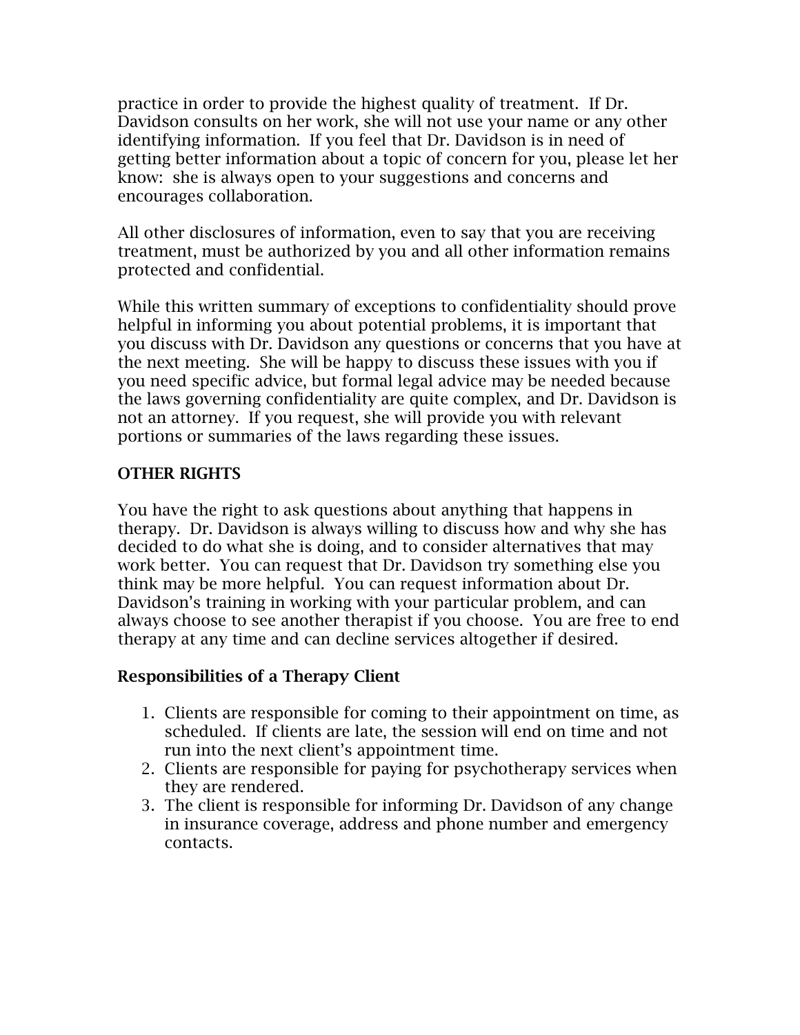practice in order to provide the highest quality of treatment. If Dr. Davidson consults on her work, she will not use your name or any other identifying information. If you feel that Dr. Davidson is in need of getting better information about a topic of concern for you, please let her know: she is always open to your suggestions and concerns and encourages collaboration.

All other disclosures of information, even to say that you are receiving treatment, must be authorized by you and all other information remains protected and confidential.

While this written summary of exceptions to confidentiality should prove helpful in informing you about potential problems, it is important that you discuss with Dr. Davidson any questions or concerns that you have at the next meeting. She will be happy to discuss these issues with you if you need specific advice, but formal legal advice may be needed because the laws governing confidentiality are quite complex, and Dr. Davidson is not an attorney. If you request, she will provide you with relevant portions or summaries of the laws regarding these issues.

## OTHER RIGHTS

You have the right to ask questions about anything that happens in therapy. Dr. Davidson is always willing to discuss how and why she has decided to do what she is doing, and to consider alternatives that may work better. You can request that Dr. Davidson try something else you think may be more helpful. You can request information about Dr. Davidson's training in working with your particular problem, and can always choose to see another therapist if you choose. You are free to end therapy at any time and can decline services altogether if desired.

### Responsibilities of a Therapy Client

1. Clients are responsible for coming to their appointment on time, as scheduled. If clients are late, the session will end on time and not run into the next client's appointment time.
2. Clients are responsible for paying for psychotherapy services when they are rendered.
3. The client is responsible for informing Dr. Davidson of any change in insurance coverage, address and phone number and emergency contacts.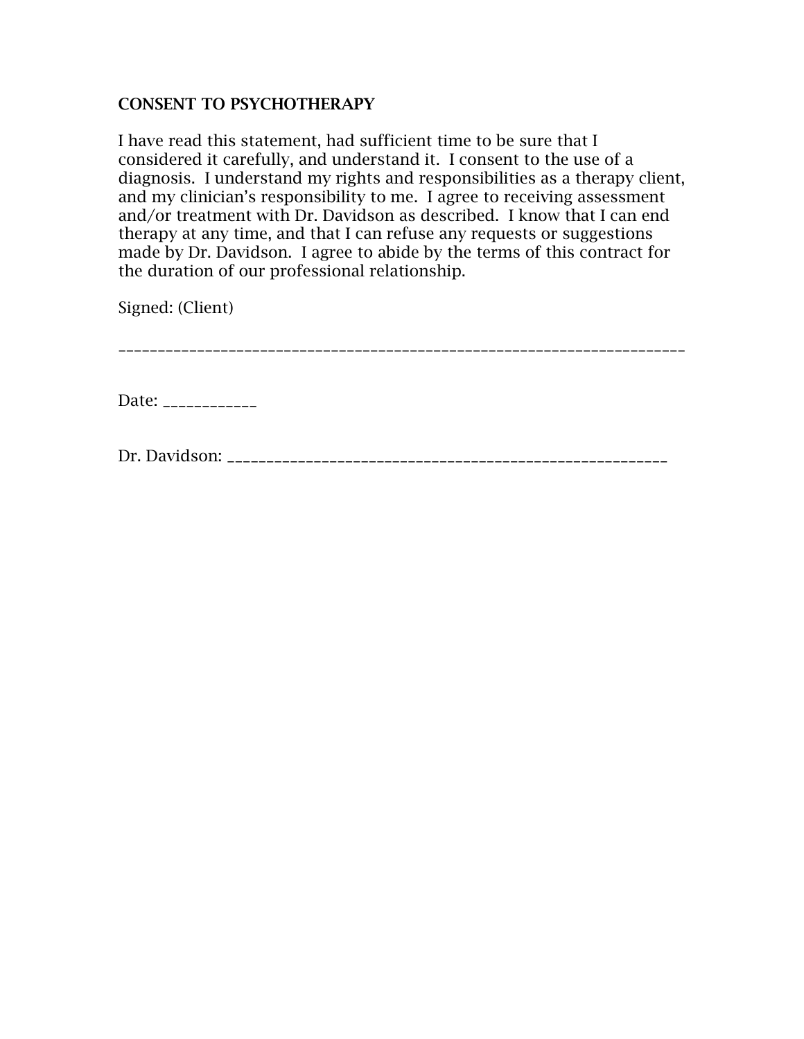**CONSENT TO PSYCHOTHERAPY**

I have read this statement, had sufficient time to be sure that I considered it carefully, and understand it. I consent to the use of a diagnosis. I understand my rights and responsibilities as a therapy client, and my clinician's responsibility to me. I agree to receiving assessment and/or treatment with Dr. Davidson as described. I know that I can end therapy at any time, and that I can refuse any requests or suggestions made by Dr. Davidson. I agree to abide by the terms of this contract for the duration of our professional relationship.

Signed: (Client)

_______________________________________________________________________

Date: ____________

Dr. Davidson: _________________________________________________________